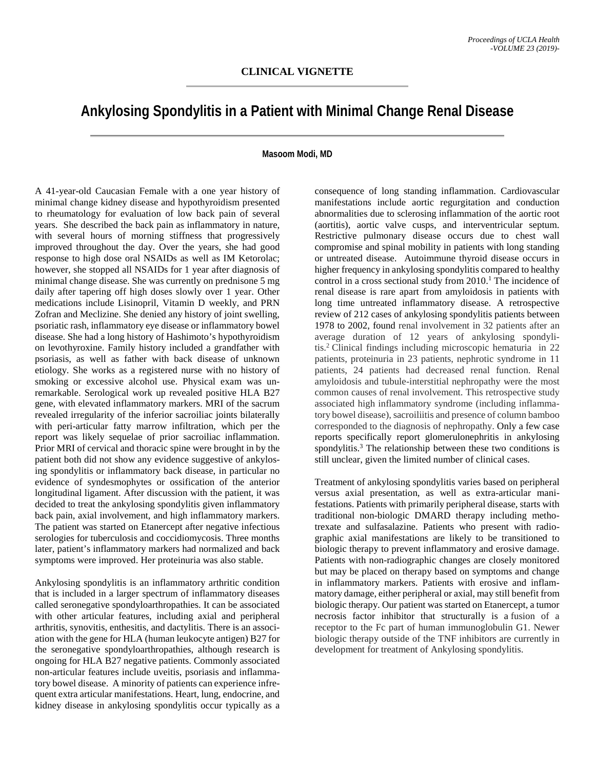**CLINICAL VIGNETTE**

# Ankylosing Spondylitis in a Patient with Minimal Change Renal Disease

**Masoom Modi, MD**

A 41-year-old Caucasian Female with a one year history of minimal change kidney disease and hypothyroidism presented to rheumatology for evaluation of low back pain of several years. She described the back pain as inflammatory in nature, with several hours of morning stiffness that progressively improved throughout the day. Over the years, she had good response to high dose oral NSAIDs as well as IM Ketorolac; however, she stopped all NSAIDs for 1 year after diagnosis of minimal change disease. She was currently on prednisone 5 mg daily after tapering off high doses slowly over 1 year. Other medications include Lisinopril, Vitamin D weekly, and PRN Zofran and Meclizine. She denied any history of joint swelling, psoriatic rash, inflammatory eye disease or inflammatory bowel disease. She had a long history of Hashimoto's hypothyroidism on levothyroxine. Family history included a grandfather with psoriasis, as well as father with back disease of unknown etiology. She works as a registered nurse with no history of smoking or excessive alcohol use. Physical exam was unremarkable. Serological work up revealed positive HLA B27 gene, with elevated inflammatory markers. MRI of the sacrum revealed irregularity of the inferior sacroiliac joints bilaterally with peri-articular fatty marrow infiltration, which per the report was likely sequelae of prior sacroiliac inflammation. Prior MRI of cervical and thoracic spine were brought in by the patient both did not show any evidence suggestive of ankylosing spondylitis or inflammatory back disease, in particular no evidence of syndesmophytes or ossification of the anterior longitudinal ligament. After discussion with the patient, it was decided to treat the ankylosing spondylitis given inflammatory back pain, axial involvement, and high inflammatory markers. The patient was started on Etanercept after negative infectious serologies for tuberculosis and coccidiomycosis. Three months later, patient's inflammatory markers had normalized and back symptoms were improved. Her proteinuria was also stable.

Ankylosing spondylitis is an inflammatory arthritic condition that is included in a larger spectrum of inflammatory diseases called seronegative spondyloarthropathies. It can be associated with other articular features, including axial and peripheral arthritis, synovitis, enthesitis, and dactylitis. There is an association with the gene for HLA (human leukocyte antigen) B27 for the seronegative spondyloarthropathies, although research is ongoing for HLA B27 negative patients. Commonly associated non-articular features include uveitis, psoriasis and inflammatory bowel disease. A minority of patients can experience infrequent extra articular manifestations. Heart, lung, endocrine, and kidney disease in ankylosing spondylitis occur typically as a consequence of long standing inflammation. Cardiovascular manifestations include aortic regurgitation and conduction abnormalities due to sclerosing inflammation of the aortic root (aortitis), aortic valve cusps, and interventricular septum. Restrictive pulmonary disease occurs due to chest wall compromise and spinal mobility in patients with long standing or untreated disease. Autoimmune thyroid disease occurs in higher frequency in ankylosing spondylitis compared to healthy control in a cross sectional study from 2010.[1] The incidence of renal disease is rare apart from amyloidosis in patients with long time untreated inflammatory disease. A retrospective review of 212 cases of ankylosing spondylitis patients between 1978 to 2002, found renal involvement in 32 patients after an average duration of 12 years of ankylosing spondylitis.[2] Clinical findings including microscopic hematuria in 22 patients, proteinuria in 23 patients, nephrotic syndrome in 11 patients, 24 patients had decreased renal function. Renal amyloidosis and tubule-interstitial nephropathy were the most common causes of renal involvement. This retrospective study associated high inflammatory syndrome (including inflammatory bowel disease), sacroiliitis and presence of column bamboo corresponded to the diagnosis of nephropathy. Only a few case reports specifically report glomerulonephritis in ankylosing spondylitis.[3] The relationship between these two conditions is still unclear, given the limited number of clinical cases.

Treatment of ankylosing spondylitis varies based on peripheral versus axial presentation, as well as extra-articular manifestations. Patients with primarily peripheral disease, starts with traditional non-biologic DMARD therapy including methotrexate and sulfasalazine. Patients who present with radiographic axial manifestations are likely to be transitioned to biologic therapy to prevent inflammatory and erosive damage. Patients with non-radiographic changes are closely monitored but may be placed on therapy based on symptoms and change in inflammatory markers. Patients with erosive and inflammatory damage, either peripheral or axial, may still benefit from biologic therapy. Our patient was started on Etanercept, a tumor necrosis factor inhibitor that structurally is a fusion of a receptor to the Fc part of human immunoglobulin G1. Newer biologic therapy outside of the TNF inhibitors are currently in development for treatment of Ankylosing spondylitis.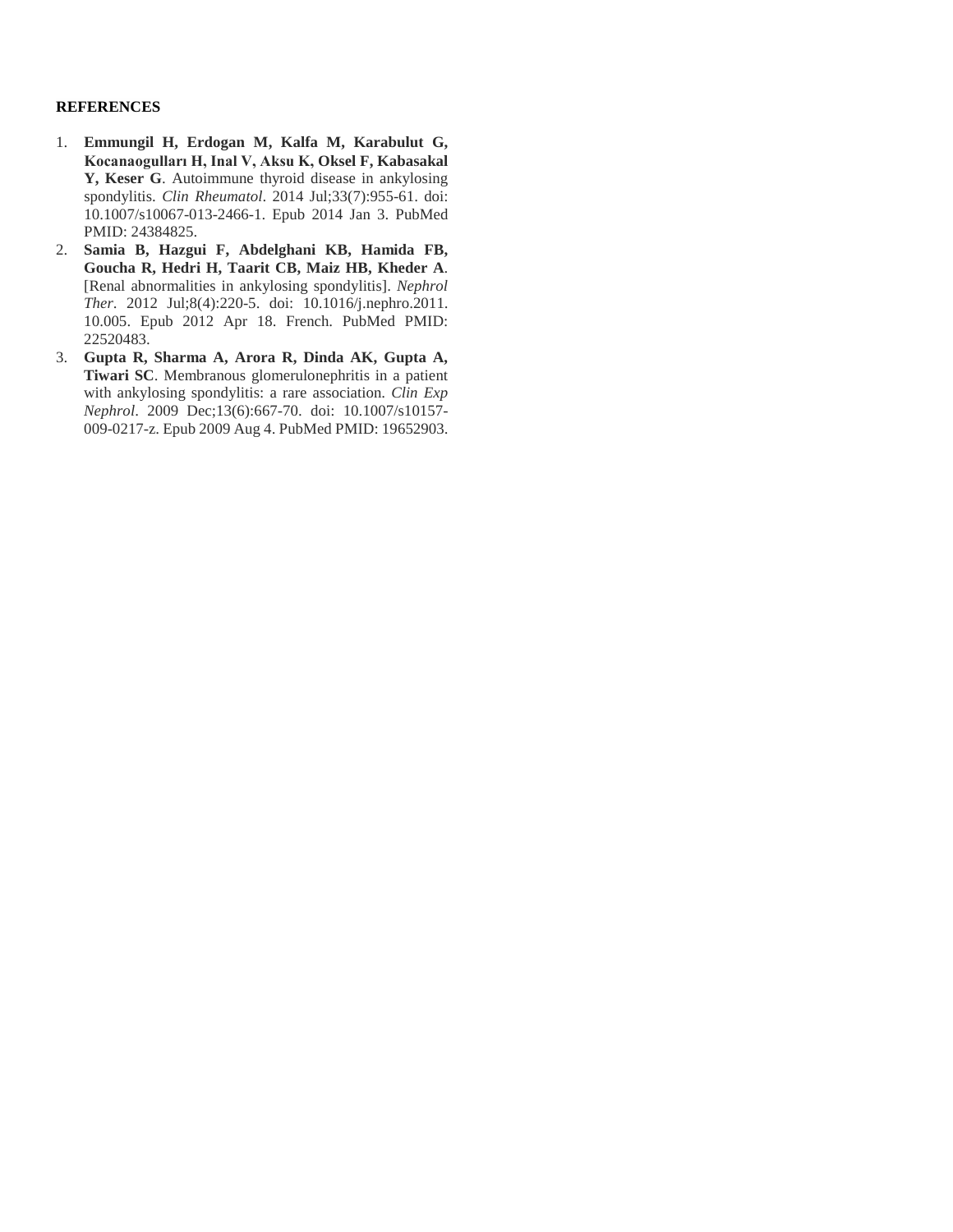**REFERENCES**

1. **Emmungil H, Erdogan M, Kalfa M, Karabulut G, Kocanaogulları H, Inal V, Aksu K, Oksel F, Kabasakal Y, Keser G**. Autoimmune thyroid disease in ankylosing spondylitis. *Clin Rheumatol*. 2014 Jul;33(7):955-61. doi: 10.1007/s10067-013-2466-1. Epub 2014 Jan 3. PubMed PMID: 24384825.
2. **Samia B, Hazgui F, Abdelghani KB, Hamida FB, Goucha R, Hedri H, Taarit CB, Maiz HB, Kheder A**. [Renal abnormalities in ankylosing spondylitis]. *Nephrol Ther*. 2012 Jul;8(4):220-5. doi: 10.1016/j.nephro.2011.10.005. Epub 2012 Apr 18. French. PubMed PMID: 22520483.
3. **Gupta R, Sharma A, Arora R, Dinda AK, Gupta A, Tiwari SC**. Membranous glomerulonephritis in a patient with ankylosing spondylitis: a rare association. *Clin Exp Nephrol*. 2009 Dec;13(6):667-70. doi: 10.1007/s10157-009-0217-z. Epub 2009 Aug 4. PubMed PMID: 19652903.